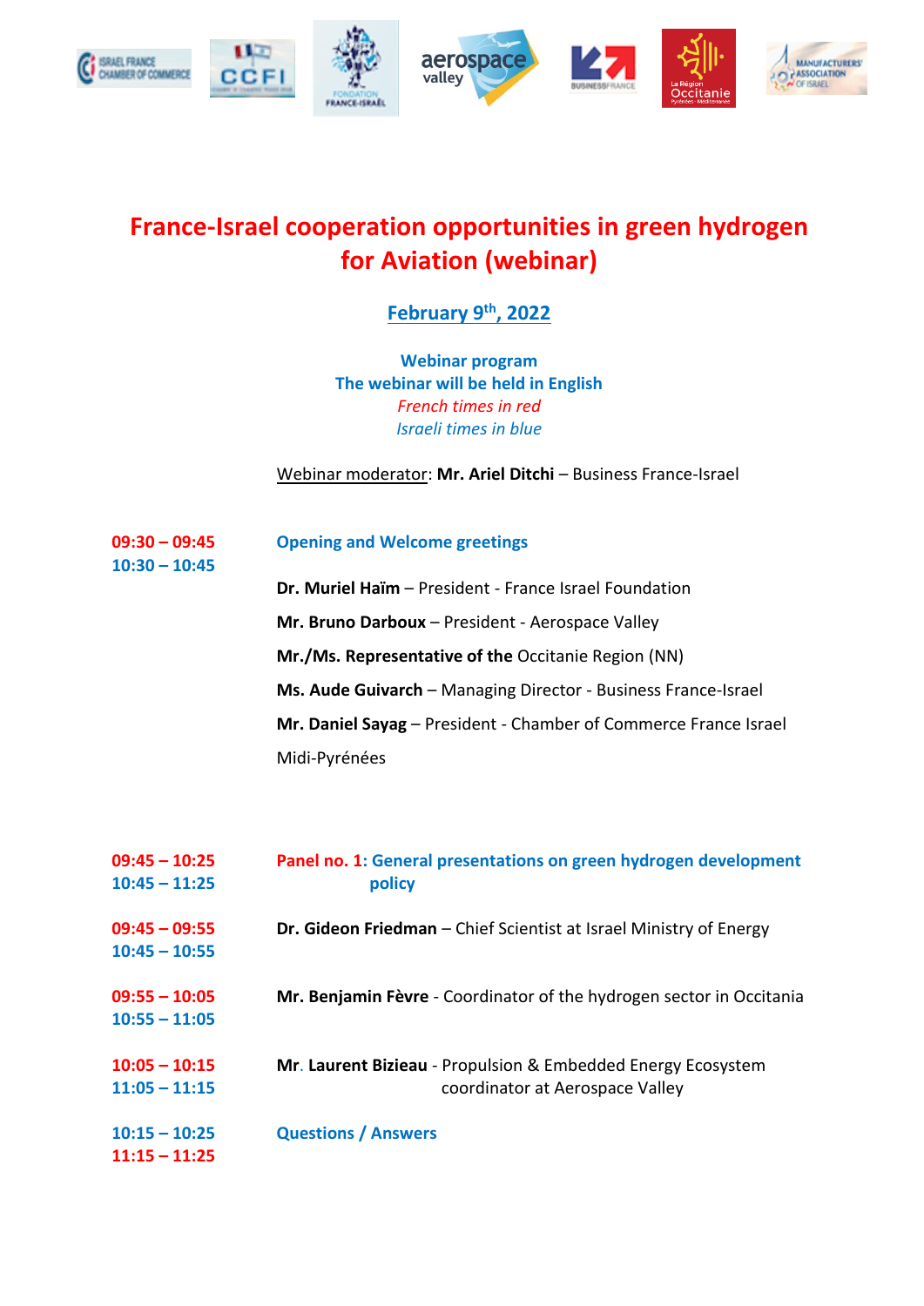# France-Israel cooperation opportunities in green hydrogen for Aviation (webinar)

## February 9th, 2022

**Webinar program**
**The webinar will be held in English**
*French times in red*
*Israeli times in blue*

Webinar moderator: **Mr. Ariel Ditchi** – Business France-Israel

| | |
|---|---|
| 09:30 – 09:45<br>10:30 – 10:45 | **Opening and Welcome greetings** |
| | **Dr. Muriel Haïm** – President - France Israel Foundation |
| | **Mr. Bruno Darboux** – President - Aerospace Valley |
| | **Mr./Ms. Representative of the** Occitanie Region (NN) |
| | **Ms. Aude Guivarch** – Managing Director - Business France-Israel |
| | **Mr. Daniel Sayag** – President - Chamber of Commerce France Israel Midi-Pyrénées |
| 09:45 – 10:25<br>10:45 – 11:25 | **Panel no. 1: General presentations on green hydrogen development policy** |
| 09:45 – 09:55<br>10:45 – 10:55 | **Dr. Gideon Friedman** – Chief Scientist at Israel Ministry of Energy |
| 09:55 – 10:05<br>10:55 – 11:05 | **Mr. Benjamin Fèvre** - Coordinator of the hydrogen sector in Occitania |
| 10:05 – 10:15<br>11:05 – 11:15 | **Mr. Laurent Bizieau** - Propulsion & Embedded Energy Ecosystem coordinator at Aerospace Valley |
| 10:15 – 10:25<br>11:15 – 11:25 | **Questions / Answers** |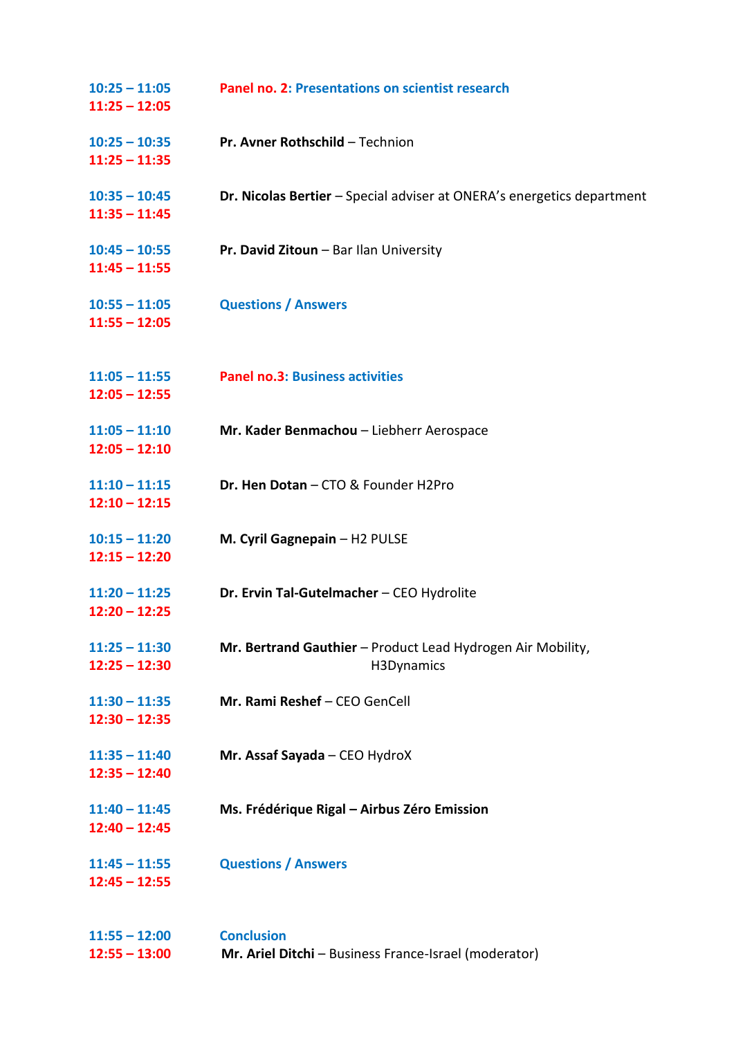| | | |
|---|---|---|
| 10:25 – 11:05 | 11:25 – 12:05 | **Panel no. 2: Presentations on scientist research** |
| 10:25 – 10:35 | 11:25 – 11:35 | **Pr. Avner Rothschild** – Technion |
| 10:35 – 10:45 | 11:35 – 11:45 | **Dr. Nicolas Bertier** – Special adviser at ONERA's energetics department |
| 10:45 – 10:55 | 11:45 – 11:55 | **Pr. David Zitoun** – Bar Ilan University |
| 10:55 – 11:05 | 11:55 – 12:05 | **Questions / Answers** |
| 11:05 – 11:55 | 12:05 – 12:55 | **Panel no.3: Business activities** |
| 11:05 – 11:10 | 12:05 – 12:10 | **Mr. Kader Benmachou** – Liebherr Aerospace |
| 11:10 – 11:15 | 12:10 – 12:15 | **Dr. Hen Dotan** – CTO & Founder H2Pro |
| 10:15 – 11:20 | 12:15 – 12:20 | **M. Cyril Gagnepain** – H2 PULSE |
| 11:20 – 11:25 | 12:20 – 12:25 | **Dr. Ervin Tal-Gutelmacher** – CEO Hydrolite |
| 11:25 – 11:30 | 12:25 – 12:30 | **Mr. Bertrand Gauthier** – Product Lead Hydrogen Air Mobility, H3Dynamics |
| 11:30 – 11:35 | 12:30 – 12:35 | **Mr. Rami Reshef** – CEO GenCell |
| 11:35 – 11:40 | 12:35 – 12:40 | **Mr. Assaf Sayada** – CEO HydroX |
| 11:40 – 11:45 | 12:40 – 12:45 | **Ms. Frédérique Rigal – Airbus Zéro Emission** |
| 11:45 – 11:55 | 12:45 – 12:55 | **Questions / Answers** |
| 11:55 – 12:00 | 12:55 – 13:00 | **Conclusion** **Mr. Ariel Ditchi** – Business France-Israel (moderator) |